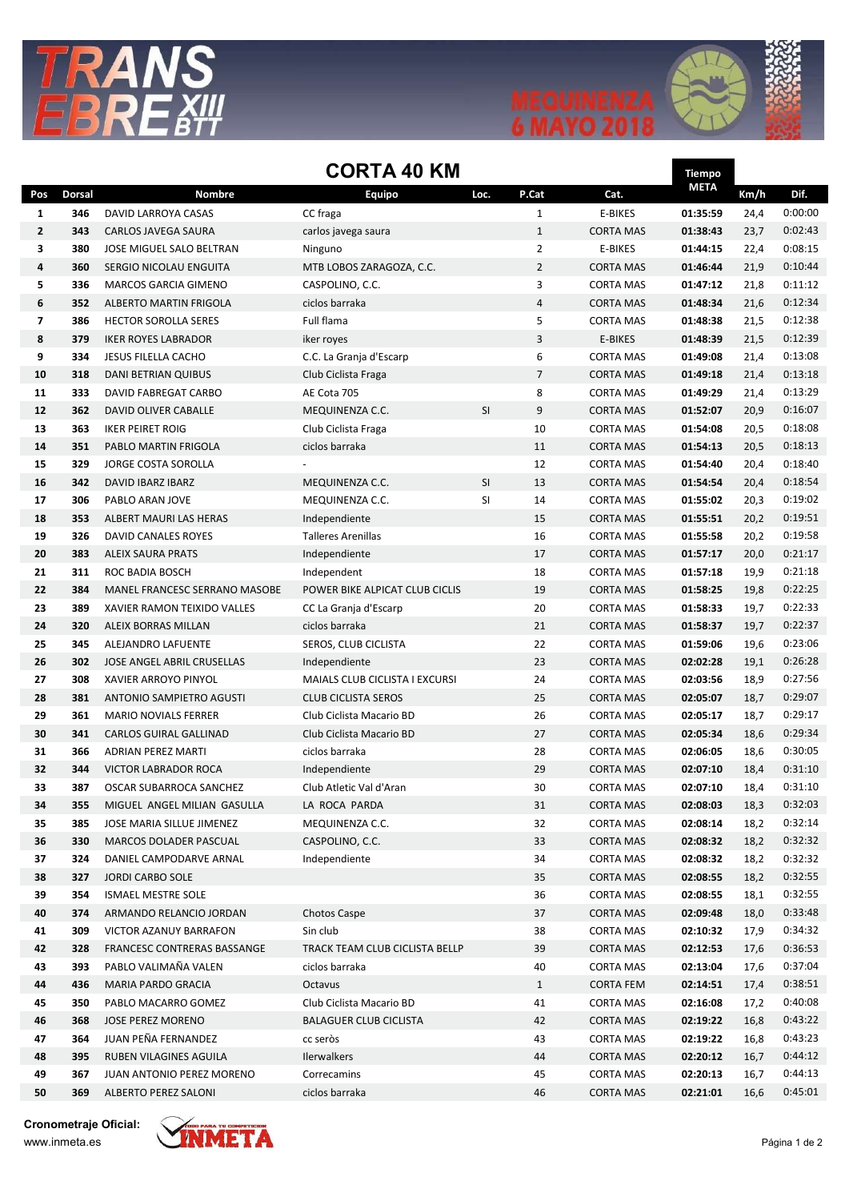# TRANS EBRE XIII BTT

MEQUINENZA 6 MAYO 2018

## CORTA 40 KM

| Pos | Dorsal | Nombre | Equipo | Loc. | P.Cat | Cat. | Tiempo META | Km/h | Dif. |
|---|---|---|---|---|---|---|---|---|---|
| 1 | 346 | DAVID LARROYA CASAS | CC fraga | | 1 | E-BIKES | 01:35:59 | 24,4 | 0:00:00 |
| 2 | 343 | CARLOS JAVEGA SAURA | carlos javega saura | | 1 | CORTA MAS | 01:38:43 | 23,7 | 0:02:43 |
| 3 | 380 | JOSE MIGUEL SALO BELTRAN | Ninguno | | 2 | E-BIKES | 01:44:15 | 22,4 | 0:08:15 |
| 4 | 360 | SERGIO NICOLAU ENGUITA | MTB LOBOS ZARAGOZA, C.C. | | 2 | CORTA MAS | 01:46:44 | 21,9 | 0:10:44 |
| 5 | 336 | MARCOS GARCIA GIMENO | CASPOLINO, C.C. | | 3 | CORTA MAS | 01:47:12 | 21,8 | 0:11:12 |
| 6 | 352 | ALBERTO MARTIN FRIGOLA | ciclos barraka | | 4 | CORTA MAS | 01:48:34 | 21,6 | 0:12:34 |
| 7 | 386 | HECTOR SOROLLA SERES | Full flama | | 5 | CORTA MAS | 01:48:38 | 21,5 | 0:12:38 |
| 8 | 379 | IKER ROYES LABRADOR | iker royes | | 3 | E-BIKES | 01:48:39 | 21,5 | 0:12:39 |
| 9 | 334 | JESUS FILELLA CACHO | C.C. La Granja d'Escarp | | 6 | CORTA MAS | 01:49:08 | 21,4 | 0:13:08 |
| 10 | 318 | DANI BETRIAN QUIBUS | Club Ciclista Fraga | | 7 | CORTA MAS | 01:49:18 | 21,4 | 0:13:18 |
| 11 | 333 | DAVID FABREGAT CARBO | AE Cota 705 | | 8 | CORTA MAS | 01:49:29 | 21,4 | 0:13:29 |
| 12 | 362 | DAVID OLIVER CABALLE | MEQUINENZA C.C. | SI | 9 | CORTA MAS | 01:52:07 | 20,9 | 0:16:07 |
| 13 | 363 | IKER PEIRET ROIG | Club Ciclista Fraga | | 10 | CORTA MAS | 01:54:08 | 20,5 | 0:18:08 |
| 14 | 351 | PABLO MARTIN FRIGOLA | ciclos barraka | | 11 | CORTA MAS | 01:54:13 | 20,5 | 0:18:13 |
| 15 | 329 | JORGE COSTA SOROLLA | - | | 12 | CORTA MAS | 01:54:40 | 20,4 | 0:18:40 |
| 16 | 342 | DAVID IBARZ IBARZ | MEQUINENZA C.C. | SI | 13 | CORTA MAS | 01:54:54 | 20,4 | 0:18:54 |
| 17 | 306 | PABLO ARAN JOVE | MEQUINENZA C.C. | SI | 14 | CORTA MAS | 01:55:02 | 20,3 | 0:19:02 |
| 18 | 353 | ALBERT MAURI LAS HERAS | Independiente | | 15 | CORTA MAS | 01:55:51 | 20,2 | 0:19:51 |
| 19 | 326 | DAVID CANALES ROYES | Talleres Arenillas | | 16 | CORTA MAS | 01:55:58 | 20,2 | 0:19:58 |
| 20 | 383 | ALEIX SAURA PRATS | Independiente | | 17 | CORTA MAS | 01:57:17 | 20,0 | 0:21:17 |
| 21 | 311 | ROC BADIA BOSCH | Independent | | 18 | CORTA MAS | 01:57:18 | 19,9 | 0:21:18 |
| 22 | 384 | MANEL FRANCESC SERRANO MASOBE | POWER BIKE ALPICAT CLUB CICLIS | | 19 | CORTA MAS | 01:58:25 | 19,8 | 0:22:25 |
| 23 | 389 | XAVIER RAMON TEIXIDO VALLES | CC La Granja d'Escarp | | 20 | CORTA MAS | 01:58:33 | 19,7 | 0:22:33 |
| 24 | 320 | ALEIX BORRAS MILLAN | ciclos barraka | | 21 | CORTA MAS | 01:58:37 | 19,7 | 0:22:37 |
| 25 | 345 | ALEJANDRO LAFUENTE | SEROS, CLUB CICLISTA | | 22 | CORTA MAS | 01:59:06 | 19,6 | 0:23:06 |
| 26 | 302 | JOSE ANGEL ABRIL CRUSELLAS | Independiente | | 23 | CORTA MAS | 02:02:28 | 19,1 | 0:26:28 |
| 27 | 308 | XAVIER ARROYO PINYOL | MAIALS CLUB CICLISTA I EXCURSI | | 24 | CORTA MAS | 02:03:56 | 18,9 | 0:27:56 |
| 28 | 381 | ANTONIO SAMPIETRO AGUSTI | CLUB CICLISTA SEROS | | 25 | CORTA MAS | 02:05:07 | 18,7 | 0:29:07 |
| 29 | 361 | MARIO NOVIALS FERRER | Club Ciclista Macario BD | | 26 | CORTA MAS | 02:05:17 | 18,7 | 0:29:17 |
| 30 | 341 | CARLOS GUIRAL GALLINAD | Club Ciclista Macario BD | | 27 | CORTA MAS | 02:05:34 | 18,6 | 0:29:34 |
| 31 | 366 | ADRIAN PEREZ MARTI | ciclos barraka | | 28 | CORTA MAS | 02:06:05 | 18,6 | 0:30:05 |
| 32 | 344 | VICTOR LABRADOR ROCA | Independiente | | 29 | CORTA MAS | 02:07:10 | 18,4 | 0:31:10 |
| 33 | 387 | OSCAR SUBARROCA SANCHEZ | Club Atletic Val d'Aran | | 30 | CORTA MAS | 02:07:10 | 18,4 | 0:31:10 |
| 34 | 355 | MIGUEL ANGEL MILIAN GASULLA | LA ROCA PARDA | | 31 | CORTA MAS | 02:08:03 | 18,3 | 0:32:03 |
| 35 | 385 | JOSE MARIA SILLUE JIMENEZ | MEQUINENZA C.C. | | 32 | CORTA MAS | 02:08:14 | 18,2 | 0:32:14 |
| 36 | 330 | MARCOS DOLADER PASCUAL | CASPOLINO, C.C. | | 33 | CORTA MAS | 02:08:32 | 18,2 | 0:32:32 |
| 37 | 324 | DANIEL CAMPODARVE ARNAL | Independiente | | 34 | CORTA MAS | 02:08:32 | 18,2 | 0:32:32 |
| 38 | 327 | JORDI CARBO SOLE | | | 35 | CORTA MAS | 02:08:55 | 18,2 | 0:32:55 |
| 39 | 354 | ISMAEL MESTRE SOLE | | | 36 | CORTA MAS | 02:08:55 | 18,1 | 0:32:55 |
| 40 | 374 | ARMANDO RELANCIO JORDAN | Chotos Caspe | | 37 | CORTA MAS | 02:09:48 | 18,0 | 0:33:48 |
| 41 | 309 | VICTOR AZANUY BARRAFON | Sin club | | 38 | CORTA MAS | 02:10:32 | 17,9 | 0:34:32 |
| 42 | 328 | FRANCESC CONTRERAS BASSANGE | TRACK TEAM CLUB CICLISTA BELLP | | 39 | CORTA MAS | 02:12:53 | 17,6 | 0:36:53 |
| 43 | 393 | PABLO VALIMAÑA VALEN | ciclos barraka | | 40 | CORTA MAS | 02:13:04 | 17,6 | 0:37:04 |
| 44 | 436 | MARIA PARDO GRACIA | Octavus | | 1 | CORTA FEM | 02:14:51 | 17,4 | 0:38:51 |
| 45 | 350 | PABLO MACARRO GOMEZ | Club Ciclista Macario BD | | 41 | CORTA MAS | 02:16:08 | 17,2 | 0:40:08 |
| 46 | 368 | JOSE PEREZ MORENO | BALAGUER CLUB CICLISTA | | 42 | CORTA MAS | 02:19:22 | 16,8 | 0:43:22 |
| 47 | 364 | JUAN PEÑA FERNANDEZ | cc seròs | | 43 | CORTA MAS | 02:19:22 | 16,8 | 0:43:23 |
| 48 | 395 | RUBEN VILAGINES AGUILA | llerwalkers | | 44 | CORTA MAS | 02:20:12 | 16,7 | 0:44:12 |
| 49 | 367 | JUAN ANTONIO PEREZ MORENO | Correcamins | | 45 | CORTA MAS | 02:20:13 | 16,7 | 0:44:13 |
| 50 | 369 | ALBERTO PEREZ SALONI | ciclos barraka | | 46 | CORTA MAS | 02:21:01 | 16,6 | 0:45:01 |

**Cronometraje Oficial:**
www.inmeta.es

INMETA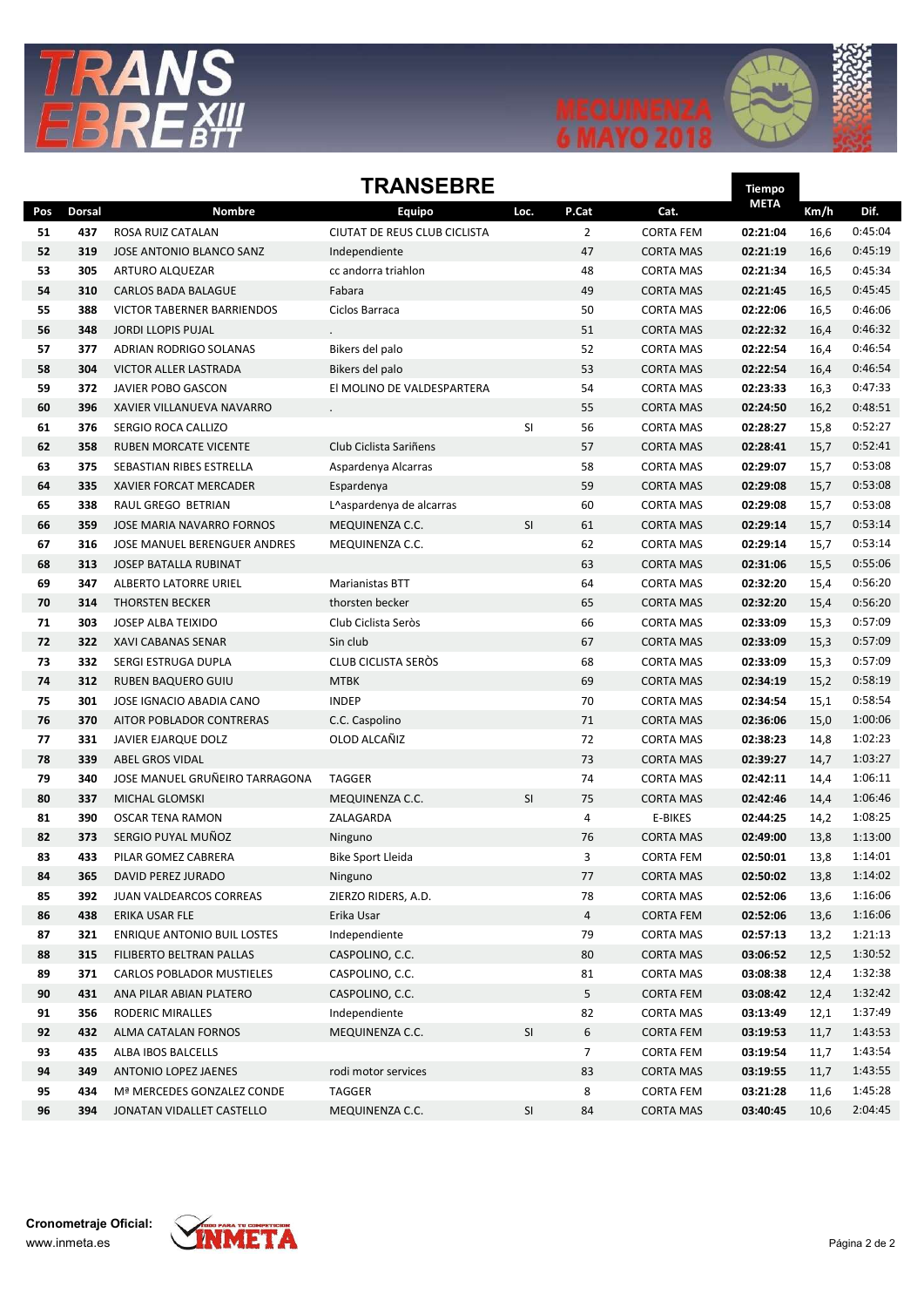# TRANSEBRE

| Pos | Dorsal | Nombre | Equipo | Loc. | P.Cat | Cat. | Tiempo META | Km/h | Dif. |
|---|---|---|---|---|---|---|---|---|---|
| 51 | 437 | ROSA RUIZ CATALAN | CIUTAT DE REUS CLUB CICLISTA | | 2 | CORTA FEM | 02:21:04 | 16,6 | 0:45:04 |
| 52 | 319 | JOSE ANTONIO BLANCO SANZ | Independiente | | 47 | CORTA MAS | 02:21:19 | 16,6 | 0:45:19 |
| 53 | 305 | ARTURO ALQUEZAR | cc andorra triahlon | | 48 | CORTA MAS | 02:21:34 | 16,5 | 0:45:34 |
| 54 | 310 | CARLOS BADA BALAGUE | Fabara | | 49 | CORTA MAS | 02:21:45 | 16,5 | 0:45:45 |
| 55 | 388 | VICTOR TABERNER BARRIENDOS | Ciclos Barraca | | 50 | CORTA MAS | 02:22:06 | 16,5 | 0:46:06 |
| 56 | 348 | JORDI LLOPIS PUJAL | . | | 51 | CORTA MAS | 02:22:32 | 16,4 | 0:46:32 |
| 57 | 377 | ADRIAN RODRIGO SOLANAS | Bikers del palo | | 52 | CORTA MAS | 02:22:54 | 16,4 | 0:46:54 |
| 58 | 304 | VICTOR ALLER LASTRADA | Bikers del palo | | 53 | CORTA MAS | 02:22:54 | 16,4 | 0:46:54 |
| 59 | 372 | JAVIER POBO GASCON | El MOLINO DE VALDESPARTERA | | 54 | CORTA MAS | 02:23:33 | 16,3 | 0:47:33 |
| 60 | 396 | XAVIER VILLANUEVA NAVARRO | . | | 55 | CORTA MAS | 02:24:50 | 16,2 | 0:48:51 |
| 61 | 376 | SERGIO ROCA CALLIZO | | SI | 56 | CORTA MAS | 02:28:27 | 15,8 | 0:52:27 |
| 62 | 358 | RUBEN MORCATE VICENTE | Club Ciclista Sariñens | | 57 | CORTA MAS | 02:28:41 | 15,7 | 0:52:41 |
| 63 | 375 | SEBASTIAN RIBES ESTRELLA | Aspardenya Alcarras | | 58 | CORTA MAS | 02:29:07 | 15,7 | 0:53:08 |
| 64 | 335 | XAVIER FORCAT MERCADER | Espardenya | | 59 | CORTA MAS | 02:29:08 | 15,7 | 0:53:08 |
| 65 | 338 | RAUL GREGO BETRIAN | L^aspardenya de alcarras | | 60 | CORTA MAS | 02:29:08 | 15,7 | 0:53:08 |
| 66 | 359 | JOSE MARIA NAVARRO FORNOS | MEQUINENZA C.C. | SI | 61 | CORTA MAS | 02:29:14 | 15,7 | 0:53:14 |
| 67 | 316 | JOSE MANUEL BERENGUER ANDRES | MEQUINENZA C.C. | | 62 | CORTA MAS | 02:29:14 | 15,7 | 0:53:14 |
| 68 | 313 | JOSEP BATALLA RUBINAT | | | 63 | CORTA MAS | 02:31:06 | 15,5 | 0:55:06 |
| 69 | 347 | ALBERTO LATORRE URIEL | Marianistas BTT | | 64 | CORTA MAS | 02:32:20 | 15,4 | 0:56:20 |
| 70 | 314 | THORSTEN BECKER | thorsten becker | | 65 | CORTA MAS | 02:32:20 | 15,4 | 0:56:20 |
| 71 | 303 | JOSEP ALBA TEIXIDO | Club Ciclista Seròs | | 66 | CORTA MAS | 02:33:09 | 15,3 | 0:57:09 |
| 72 | 322 | XAVI CABANAS SENAR | Sin club | | 67 | CORTA MAS | 02:33:09 | 15,3 | 0:57:09 |
| 73 | 332 | SERGI ESTRUGA DUPLA | CLUB CICLISTA SERÒS | | 68 | CORTA MAS | 02:33:09 | 15,3 | 0:57:09 |
| 74 | 312 | RUBEN BAQUERO GUIU | MTBK | | 69 | CORTA MAS | 02:34:19 | 15,2 | 0:58:19 |
| 75 | 301 | JOSE IGNACIO ABADIA CANO | INDEP | | 70 | CORTA MAS | 02:34:54 | 15,1 | 0:58:54 |
| 76 | 370 | AITOR POBLADOR CONTRERAS | C.C. Caspolino | | 71 | CORTA MAS | 02:36:06 | 15,0 | 1:00:06 |
| 77 | 331 | JAVIER EJARQUE DOLZ | OLOD ALCAÑIZ | | 72 | CORTA MAS | 02:38:23 | 14,8 | 1:02:23 |
| 78 | 339 | ABEL GROS VIDAL | | | 73 | CORTA MAS | 02:39:27 | 14,7 | 1:03:27 |
| 79 | 340 | JOSE MANUEL GRUÑEIRO TARRAGONA | TAGGER | | 74 | CORTA MAS | 02:42:11 | 14,4 | 1:06:11 |
| 80 | 337 | MICHAL GLOMSKI | MEQUINENZA C.C. | SI | 75 | CORTA MAS | 02:42:46 | 14,4 | 1:06:46 |
| 81 | 390 | OSCAR TENA RAMON | ZALAGARDA | | 4 | E-BIKES | 02:44:25 | 14,2 | 1:08:25 |
| 82 | 373 | SERGIO PUYAL MUÑOZ | Ninguno | | 76 | CORTA MAS | 02:49:00 | 13,8 | 1:13:00 |
| 83 | 433 | PILAR GOMEZ CABRERA | Bike Sport Lleida | | 3 | CORTA FEM | 02:50:01 | 13,8 | 1:14:01 |
| 84 | 365 | DAVID PEREZ JURADO | Ninguno | | 77 | CORTA MAS | 02:50:02 | 13,8 | 1:14:02 |
| 85 | 392 | JUAN VALDEARCOS CORREAS | ZIERZO RIDERS, A.D. | | 78 | CORTA MAS | 02:52:06 | 13,6 | 1:16:06 |
| 86 | 438 | ERIKA USAR FLE | Erika Usar | | 4 | CORTA FEM | 02:52:06 | 13,6 | 1:16:06 |
| 87 | 321 | ENRIQUE ANTONIO BUIL LOSTES | Independiente | | 79 | CORTA MAS | 02:57:13 | 13,2 | 1:21:13 |
| 88 | 315 | FILIBERTO BELTRAN PALLAS | CASPOLINO, C.C. | | 80 | CORTA MAS | 03:06:52 | 12,5 | 1:30:52 |
| 89 | 371 | CARLOS POBLADOR MUSTIELES | CASPOLINO, C.C. | | 81 | CORTA MAS | 03:08:38 | 12,4 | 1:32:38 |
| 90 | 431 | ANA PILAR ABIAN PLATERO | CASPOLINO, C.C. | | 5 | CORTA FEM | 03:08:42 | 12,4 | 1:32:42 |
| 91 | 356 | RODERIC MIRALLES | Independiente | | 82 | CORTA MAS | 03:13:49 | 12,1 | 1:37:49 |
| 92 | 432 | ALMA CATALAN FORNOS | MEQUINENZA C.C. | SI | 6 | CORTA FEM | 03:19:53 | 11,7 | 1:43:53 |
| 93 | 435 | ALBA IBOS BALCELLS | | | 7 | CORTA FEM | 03:19:54 | 11,7 | 1:43:54 |
| 94 | 349 | ANTONIO LOPEZ JAENES | rodi motor services | | 83 | CORTA MAS | 03:19:55 | 11,7 | 1:43:55 |
| 95 | 434 | Mª MERCEDES GONZALEZ CONDE | TAGGER | | 8 | CORTA FEM | 03:21:28 | 11,6 | 1:45:28 |
| 96 | 394 | JONATAN VIDALLET CASTELLO | MEQUINENZA C.C. | SI | 84 | CORTA MAS | 03:40:45 | 10,6 | 2:04:45 |

Cronometraje Oficial:
www.inmeta.es